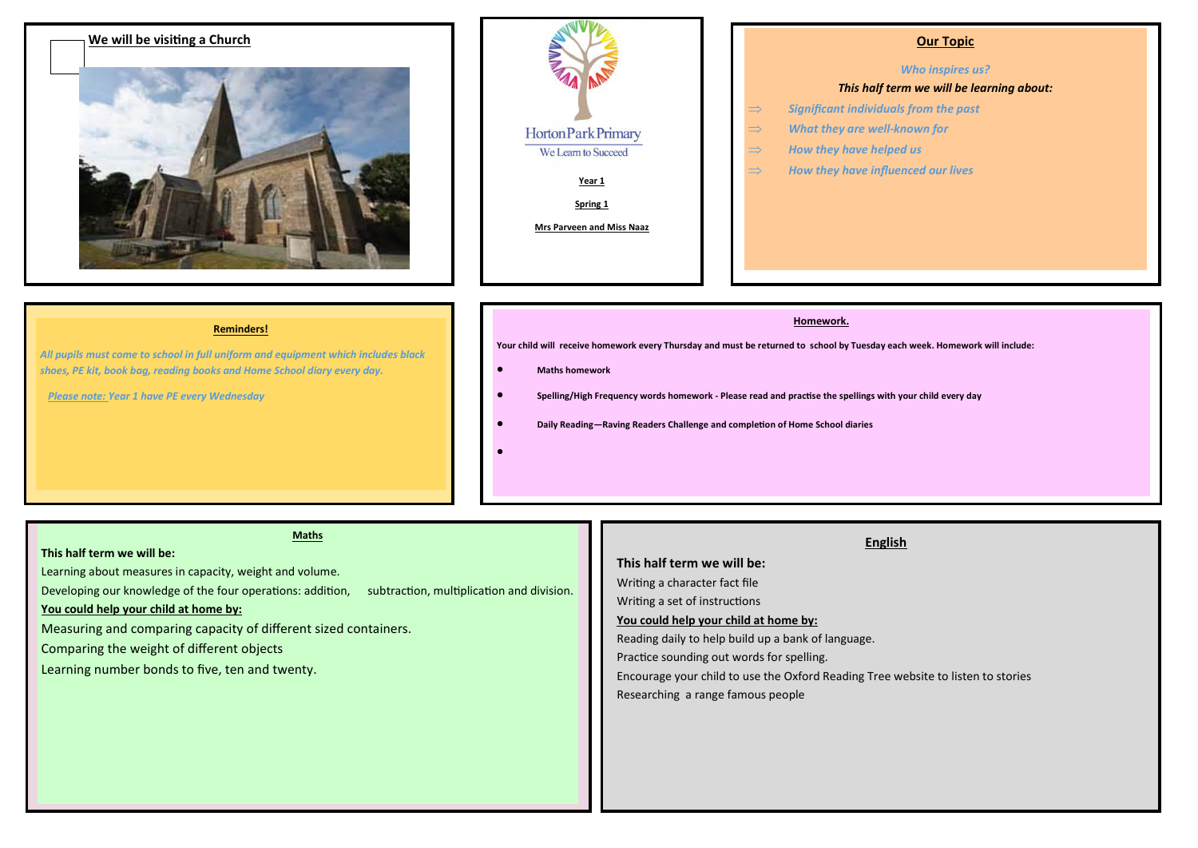## We will be visiting a Church

Horton Park Primary

We Learn to Succeed

**Year 1**

**Spring 1**

**Mrs Parveen and Miss Naaz**

## Our Topic

*Who inspires us?*

***This half term we will be learning about:***

- ⇒ *Significant individuals from the past*
- ⇒ *What they are well-known for*
- ⇒ *How they have helped us*
- ⇒ *How they have influenced our lives*

## Reminders!

*All pupils must come to school in full uniform and equipment which includes black shoes, PE kit, book bag, reading books and Home School diary every day.*

*Please note: Year 1 have PE every Wednesday*

## Homework.

**Your child will receive homework every Thursday and must be returned to school by Tuesday each week. Homework will include:**

- **Maths homework**
- **Spelling/High Frequency words homework - Please read and practise the spellings with your child every day**
- **Daily Reading—Raving Readers Challenge and completion of Home School diaries**
- 

## Maths

**This half term we will be:**

Learning about measures in capacity, weight and volume.

Developing our knowledge of the four operations: addition, subtraction, multiplication and division.

**You could help your child at home by:**

Measuring and comparing capacity of different sized containers.

Comparing the weight of different objects

Learning number bonds to five, ten and twenty.

## English

**This half term we will be:**

Writing a character fact file

Writing a set of instructions

**You could help your child at home by:**

Reading daily to help build up a bank of language.

Practice sounding out words for spelling.

Encourage your child to use the Oxford Reading Tree website to listen to stories

Researching a range famous people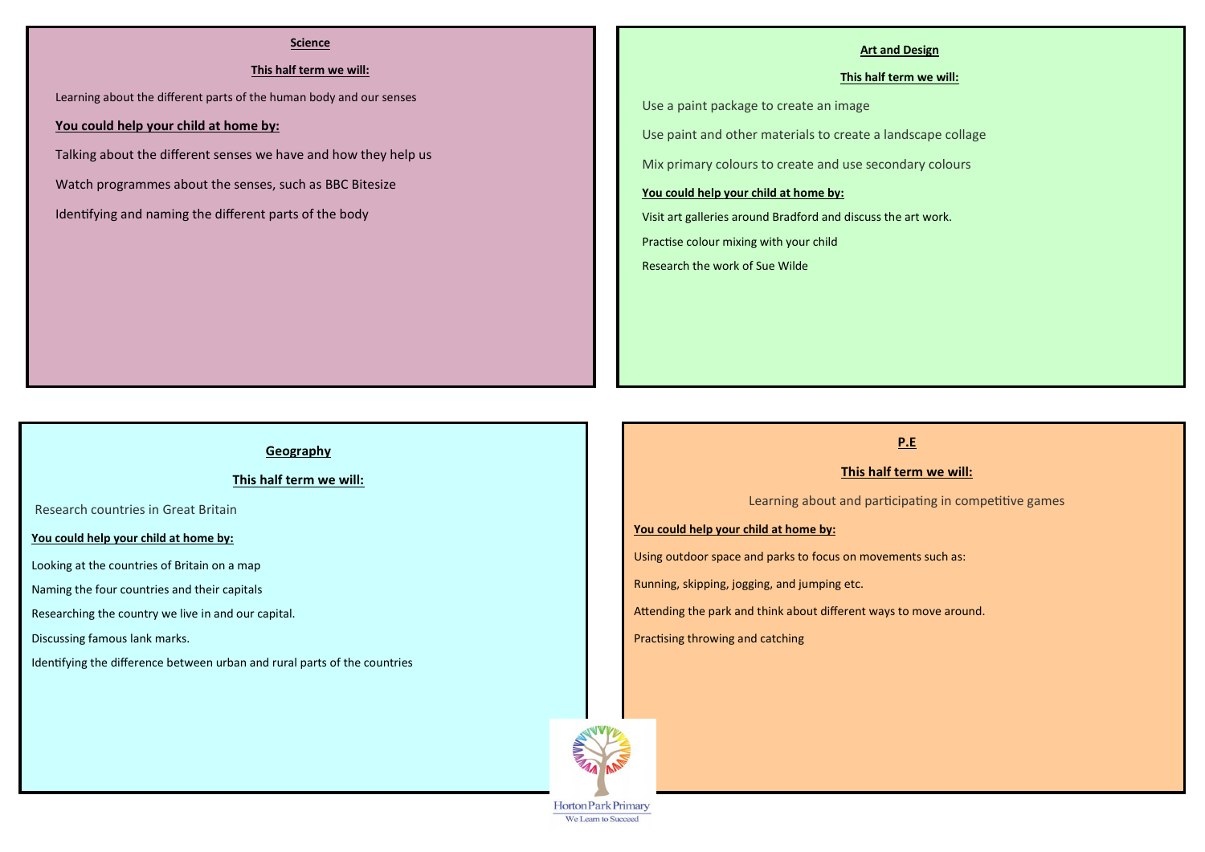## Science

**This half term we will:**

Learning about the different parts of the human body and our senses

**You could help your child at home by:**

Talking about the different senses we have and how they help us

Watch programmes about the senses, such as BBC Bitesize

Identifying and naming the different parts of the body

## Art and Design

**This half term we will:**

Use a paint package to create an image

Use paint and other materials to create a landscape collage

Mix primary colours to create and use secondary colours

**You could help your child at home by:**

Visit art galleries around Bradford and discuss the art work.

Practise colour mixing with your child

Research the work of Sue Wilde

## Geography

**This half term we will:**

Research countries in Great Britain

**You could help your child at home by:**

Looking at the countries of Britain on a map

Naming the four countries and their capitals

Researching the country we live in and our capital.

Discussing famous lank marks.

Identifying the difference between urban and rural parts of the countries

## P.E

**This half term we will:**

Learning about and participating in competitive games

**You could help your child at home by:**

Using outdoor space and parks to focus on movements such as:

Running, skipping, jogging, and jumping etc.

Attending the park and think about different ways to move around.

Practising throwing and catching

Horton Park Primary
We Learn to Succeed